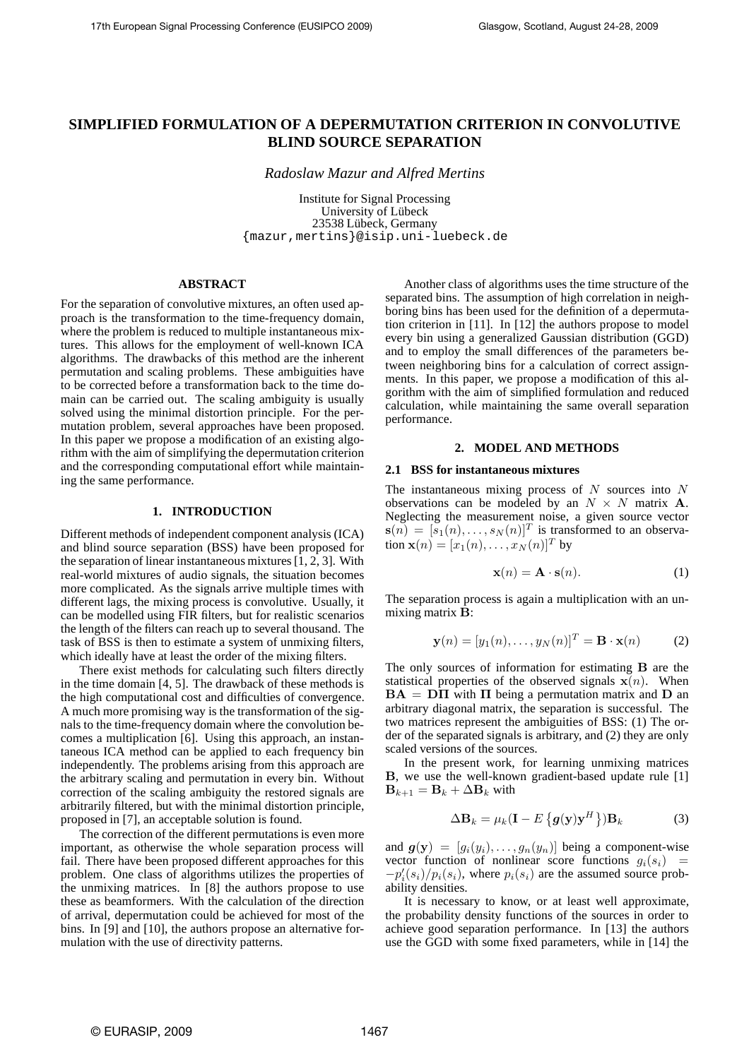# SIMPLIFIED FORMULATION OF A DEPERMUTATION CRITERION IN CONVOLUTIVE BLIND SOURCE SEPARATION

*Radoslaw Mazur and Alfred Mertins*

Institute for Signal Processing
University of Lübeck
23538 Lübeck, Germany
{mazur,mertins}@isip.uni-luebeck.de

## ABSTRACT

For the separation of convolutive mixtures, an often used approach is the transformation to the time-frequency domain, where the problem is reduced to multiple instantaneous mixtures. This allows for the employment of well-known ICA algorithms. The drawbacks of this method are the inherent permutation and scaling problems. These ambiguities have to be corrected before a transformation back to the time domain can be carried out. The scaling ambiguity is usually solved using the minimal distortion principle. For the permutation problem, several approaches have been proposed. In this paper we propose a modification of an existing algorithm with the aim of simplifying the depermutation criterion and the corresponding computational effort while maintaining the same performance.

## 1. INTRODUCTION

Different methods of independent component analysis (ICA) and blind source separation (BSS) have been proposed for the separation of linear instantaneous mixtures [1, 2, 3]. With real-world mixtures of audio signals, the situation becomes more complicated. As the signals arrive multiple times with different lags, the mixing process is convolutive. Usually, it can be modelled using FIR filters, but for realistic scenarios the length of the filters can reach up to several thousand. The task of BSS is then to estimate a system of unmixing filters, which ideally have at least the order of the mixing filters.

There exist methods for calculating such filters directly in the time domain [4, 5]. The drawback of these methods is the high computational cost and difficulties of convergence. A much more promising way is the transformation of the signals to the time-frequency domain where the convolution becomes a multiplication [6]. Using this approach, an instantaneous ICA method can be applied to each frequency bin independently. The problems arising from this approach are the arbitrary scaling and permutation in every bin. Without correction of the scaling ambiguity the restored signals are arbitrarily filtered, but with the minimal distortion principle, proposed in [7], an acceptable solution is found.

The correction of the different permutations is even more important, as otherwise the whole separation process will fail. There have been proposed different approaches for this problem. One class of algorithms utilizes the properties of the unmixing matrices. In [8] the authors propose to use these as beamformers. With the calculation of the direction of arrival, depermutation could be achieved for most of the bins. In [9] and [10], the authors propose an alternative formulation with the use of directivity patterns.

Another class of algorithms uses the time structure of the separated bins. The assumption of high correlation in neighboring bins has been used for the definition of a depermutation criterion in [11]. In [12] the authors propose to model every bin using a generalized Gaussian distribution (GGD) and to employ the small differences of the parameters between neighboring bins for a calculation of correct assignments. In this paper, we propose a modification of this algorithm with the aim of simplified formulation and reduced calculation, while maintaining the same overall separation performance.

## 2. MODEL AND METHODS

### 2.1 BSS for instantaneous mixtures

The instantaneous mixing process of $N$ sources into $N$ observations can be modeled by an $N \times N$ matrix $\mathbf{A}$. Neglecting the measurement noise, a given source vector $\mathbf{s}(n) = [s_1(n), \ldots, s_N(n)]^T$ is transformed to an observation $\mathbf{x}(n) = [x_1(n), \ldots, x_N(n)]^T$ by

$$\mathbf{x}(n) = \mathbf{A} \cdot \mathbf{s}(n). \tag{1}$$

The separation process is again a multiplication with an unmixing matrix $\mathbf{B}$:

$$\mathbf{y}(n) = [y_1(n), \ldots, y_N(n)]^T = \mathbf{B} \cdot \mathbf{x}(n) \tag{2}$$

The only sources of information for estimating $\mathbf{B}$ are the statistical properties of the observed signals $\mathbf{x}(n)$. When $\mathbf{BA} = \mathbf{D\Pi}$ with $\mathbf{\Pi}$ being a permutation matrix and $\mathbf{D}$ an arbitrary diagonal matrix, the separation is successful. The two matrices represent the ambiguities of BSS: (1) The order of the separated signals is arbitrary, and (2) they are only scaled versions of the sources.

In the present work, for learning unmixing matrices $\mathbf{B}$, we use the well-known gradient-based update rule [1] $\mathbf{B}_{k+1} = \mathbf{B}_k + \Delta\mathbf{B}_k$ with

$$\Delta\mathbf{B}_k = \mu_k(\mathbf{I} - E\left\{\boldsymbol{g}(\mathbf{y})\mathbf{y}^H\right\})\mathbf{B}_k \tag{3}$$

and $\boldsymbol{g}(\mathbf{y}) = [g_i(y_i), \ldots, g_n(y_n)]$ being a component-wise vector function of nonlinear score functions $g_i(s_i) = -p_i'(s_i)/p_i(s_i)$, where $p_i(s_i)$ are the assumed source probability densities.

It is necessary to know, or at least well approximate, the probability density functions of the sources in order to achieve good separation performance. In [13] the authors use the GGD with some fixed parameters, while in [14] the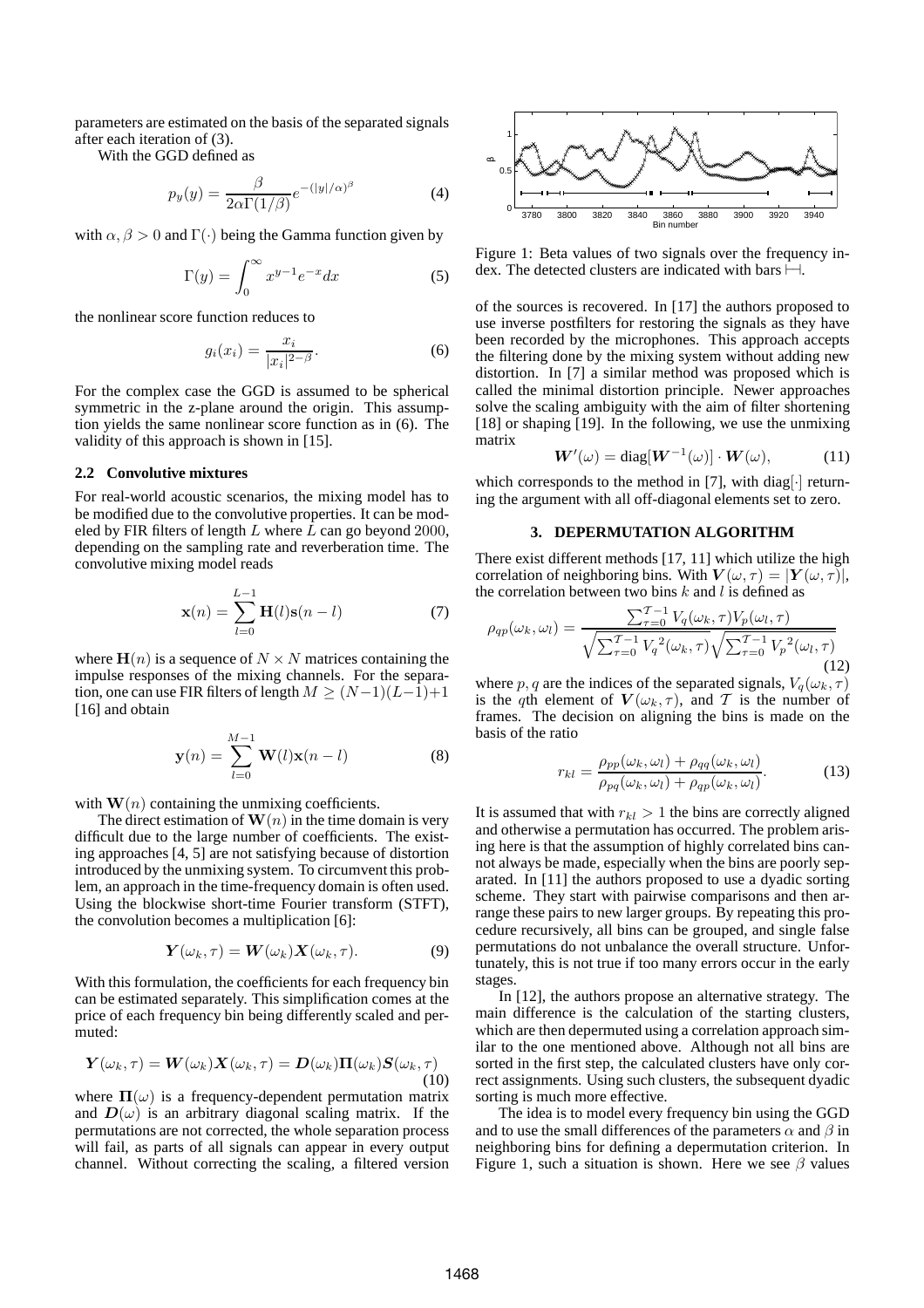parameters are estimated on the basis of the separated signals after each iteration of (3).

With the GGD defined as

$$p_y(y) = \frac{\beta}{2\alpha\Gamma(1/\beta)} e^{-(|y|/\alpha)^{\beta}} \tag{4}$$

with $\alpha, \beta > 0$ and $\Gamma(\cdot)$ being the Gamma function given by

$$\Gamma(y) = \int_0^{\infty} x^{y-1} e^{-x} dx \tag{5}$$

the nonlinear score function reduces to

$$g_i(x_i) = \frac{x_i}{|x_i|^{2-\beta}}. \tag{6}$$

For the complex case the GGD is assumed to be spherical symmetric in the z-plane around the origin. This assumption yields the same nonlinear score function as in (6). The validity of this approach is shown in [15].

### 2.2 Convolutive mixtures

For real-world acoustic scenarios, the mixing model has to be modified due to the convolutive properties. It can be modeled by FIR filters of length $L$ where $L$ can go beyond 2000, depending on the sampling rate and reverberation time. The convolutive mixing model reads

$$\mathbf{x}(n) = \sum_{l=0}^{L-1} \mathbf{H}(l)\mathbf{s}(n-l) \tag{7}$$

where $\mathbf{H}(n)$ is a sequence of $N \times N$ matrices containing the impulse responses of the mixing channels. For the separation, one can use FIR filters of length $M \geq (N-1)(L-1)+1$ [16] and obtain

$$\mathbf{y}(n) = \sum_{l=0}^{M-1} \mathbf{W}(l)\mathbf{x}(n-l) \tag{8}$$

with $\mathbf{W}(n)$ containing the unmixing coefficients.

The direct estimation of $\mathbf{W}(n)$ in the time domain is very difficult due to the large number of coefficients. The existing approaches [4, 5] are not satisfying because of distortion introduced by the unmixing system. To circumvent this problem, an approach in the time-frequency domain is often used. Using the blockwise short-time Fourier transform (STFT), the convolution becomes a multiplication [6]:

$$\boldsymbol{Y}(\omega_k, \tau) = \boldsymbol{W}(\omega_k)\boldsymbol{X}(\omega_k, \tau). \tag{9}$$

With this formulation, the coefficients for each frequency bin can be estimated separately. This simplification comes at the price of each frequency bin being differently scaled and permuted:

$$\boldsymbol{Y}(\omega_k, \tau) = \boldsymbol{W}(\omega_k)\boldsymbol{X}(\omega_k, \tau) = \boldsymbol{D}(\omega_k)\boldsymbol{\Pi}(\omega_k)\boldsymbol{S}(\omega_k, \tau) \tag{10}$$

where $\boldsymbol{\Pi}(\omega)$ is a frequency-dependent permutation matrix and $\boldsymbol{D}(\omega)$ is an arbitrary diagonal scaling matrix. If the permutations are not corrected, the whole separation process will fail, as parts of all signals can appear in every output channel. Without correcting the scaling, a filtered version of the sources is recovered. In [17] the authors proposed to use inverse postfilters for restoring the signals as they have been recorded by the microphones. This approach accepts the filtering done by the mixing system without adding new distortion. In [7] a similar method was proposed which is called the minimal distortion principle. Newer approaches solve the scaling ambiguity with the aim of filter shortening [18] or shaping [19]. In the following, we use the unmixing matrix

$$\boldsymbol{W}'(\omega) = \text{diag}[\boldsymbol{W}^{-1}(\omega)] \cdot \boldsymbol{W}(\omega), \tag{11}$$

which corresponds to the method in [7], with diag$[\cdot]$ returning the argument with all off-diagonal elements set to zero.

Figure 1: Beta values of two signals over the frequency index. The detected clusters are indicated with bars $\vdash\!\dashv$.

## 3. DEPERMUTATION ALGORITHM

There exist different methods [17, 11] which utilize the high correlation of neighboring bins. With $\boldsymbol{V}(\omega, \tau) = |\boldsymbol{Y}(\omega, \tau)|$, the correlation between two bins $k$ and $l$ is defined as

$$\rho_{qp}(\omega_k, \omega_l) = \frac{\sum_{\tau=0}^{\mathcal{T}-1} V_q(\omega_k, \tau) V_p(\omega_l, \tau)}{\sqrt{\sum_{\tau=0}^{\mathcal{T}-1} {V_q}^2(\omega_k, \tau)} \sqrt{\sum_{\tau=0}^{\mathcal{T}-1} {V_p}^2(\omega_l, \tau)}} \tag{12}$$

where $p, q$ are the indices of the separated signals, $V_q(\omega_k, \tau)$ is the $q$th element of $\boldsymbol{V}(\omega_k, \tau)$, and $\mathcal{T}$ is the number of frames. The decision on aligning the bins is made on the basis of the ratio

$$r_{kl} = \frac{\rho_{pp}(\omega_k, \omega_l) + \rho_{qq}(\omega_k, \omega_l)}{\rho_{pq}(\omega_k, \omega_l) + \rho_{qp}(\omega_k, \omega_l)}. \tag{13}$$

It is assumed that with $r_{kl} > 1$ the bins are correctly aligned and otherwise a permutation has occurred. The problem arising here is that the assumption of highly correlated bins cannot always be made, especially when the bins are poorly separated. In [11] the authors proposed to use a dyadic sorting scheme. They start with pairwise comparisons and then arrange these pairs to new larger groups. By repeating this procedure recursively, all bins can be grouped, and single false permutations do not unbalance the overall structure. Unfortunately, this is not true if too many errors occur in the early stages.

In [12], the authors propose an alternative strategy. The main difference is the calculation of the starting clusters, which are then depermuted using a correlation approach similar to the one mentioned above. Although not all bins are sorted in the first step, the calculated clusters have only correct assignments. Using such clusters, the subsequent dyadic sorting is much more effective.

The idea is to model every frequency bin using the GGD and to use the small differences of the parameters $\alpha$ and $\beta$ in neighboring bins for defining a depermutation criterion. In Figure 1, such a situation is shown. Here we see $\beta$ values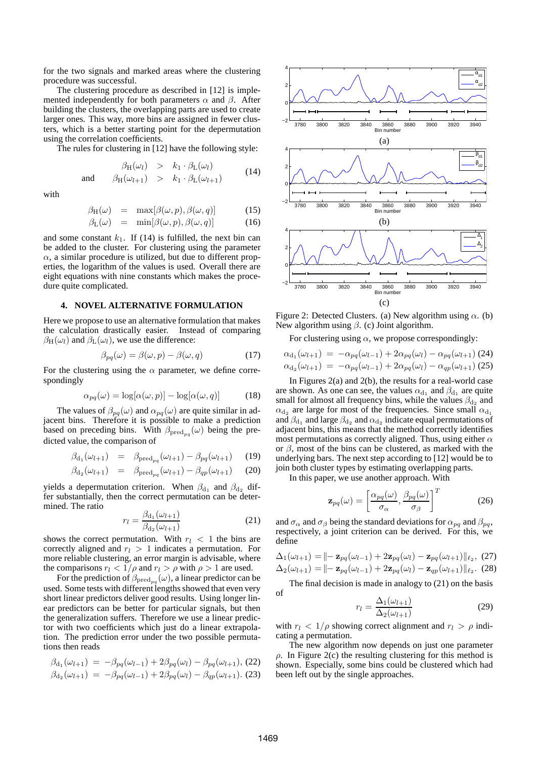for the two signals and marked areas where the clustering procedure was successful.

The clustering procedure as described in [12] is implemented independently for both parameters $\alpha$ and $\beta$. After building the clusters, the overlapping parts are used to create larger ones. This way, more bins are assigned in fewer clusters, which is a better starting point for the depermutation using the correlation coefficients.

The rules for clustering in [12] have the following style:

$$\begin{aligned} \beta_{\mathrm{H}}(\omega_l) &> k_1 \cdot \beta_{\mathrm{L}}(\omega_l) \\ \text{and} \quad \beta_{\mathrm{H}}(\omega_{l+1}) &> k_1 \cdot \beta_{\mathrm{L}}(\omega_{l+1}) \end{aligned} \tag{14}$$

with

$$\beta_{\mathrm{H}}(\omega) = \max[\beta(\omega, p), \beta(\omega, q)] \tag{15}$$

$$\beta_{\mathrm{L}}(\omega) = \min[\beta(\omega, p), \beta(\omega, q)] \tag{16}$$

and some constant $k_1$. If (14) is fulfilled, the next bin can be added to the cluster. For clustering using the parameter $\alpha$, a similar procedure is utilized, but due to different properties, the logarithm of the values is used. Overall there are eight equations with nine constants which makes the procedure quite complicated.

## 4. NOVEL ALTERNATIVE FORMULATION

Here we propose to use an alternative formulation that makes the calculation drastically easier. Instead of comparing $\beta_{\mathrm{H}}(\omega_l)$ and $\beta_{\mathrm{L}}(\omega_l)$, we use the difference:

$$\beta_{pq}(\omega) = \beta(\omega, p) - \beta(\omega, q) \tag{17}$$

For the clustering using the $\alpha$ parameter, we define correspondingly

$$\alpha_{pq}(\omega) = \log[\alpha(\omega, p)] - \log[\alpha(\omega, q)] \tag{18}$$

The values of $\beta_{pq}(\omega)$ and $\alpha_{pq}(\omega)$ are quite similar in adjacent bins. Therefore it is possible to make a prediction based on preceding bins. With $\beta_{\mathrm{pred}_{pq}}(\omega)$ being the predicted value, the comparison of

$$\beta_{\mathrm{d}_1}(\omega_{l+1}) = \beta_{\mathrm{pred}_{pq}}(\omega_{l+1}) - \beta_{pq}(\omega_{l+1}) \tag{19}$$

$$\beta_{\mathrm{d}_2}(\omega_{l+1}) = \beta_{\mathrm{pred}_{pq}}(\omega_{l+1}) - \beta_{qp}(\omega_{l+1}) \tag{20}$$

yields a depermutation criterion. When $\beta_{\mathrm{d}_1}$ and $\beta_{\mathrm{d}_2}$ differ substantially, then the correct permutation can be determined. The ratio

$$r_l = \frac{\beta_{\mathrm{d}_1}(\omega_{l+1})}{\beta_{\mathrm{d}_2}(\omega_{l+1})} \tag{21}$$

shows the correct permutation. With $r_l < 1$ the bins are correctly aligned and $r_l > 1$ indicates a permutation. For more reliable clustering, an error margin is advisable, where the comparisons $r_l < 1/\rho$ and $r_l > \rho$ with $\rho > 1$ are used.

For the prediction of $\beta_{\mathrm{pred}_{pq}}(\omega)$, a linear predictor can be used. Some tests with different lengths showed that even very short linear predictors deliver good results. Using longer linear predictors can be better for particular signals, but then the generalization suffers. Therefore we use a linear predictor with two coefficients which just do a linear extrapolation. The prediction error under the two possible permutations then reads

$$\beta_{\mathrm{d}_1}(\omega_{l+1}) = -\beta_{pq}(\omega_{l-1}) + 2\beta_{pq}(\omega_l) - \beta_{pq}(\omega_{l+1}), \tag{22}$$

$$\beta_{\mathrm{d}_2}(\omega_{l+1}) = -\beta_{pq}(\omega_{l-1}) + 2\beta_{pq}(\omega_l) - \beta_{qp}(\omega_{l+1}). \tag{23}$$

Figure 2: Detected Clusters. (a) New algorithm using $\alpha$. (b) New algorithm using $\beta$. (c) Joint algorithm.

For clustering using $\alpha$, we propose correspondingly:

$$\alpha_{\mathrm{d}_1}(\omega_{l+1}) = -\alpha_{pq}(\omega_{l-1}) + 2\alpha_{pq}(\omega_l) - \alpha_{pq}(\omega_{l+1}) \tag{24}$$

$$\alpha_{\mathrm{d}_2}(\omega_{l+1}) = -\alpha_{pq}(\omega_{l-1}) + 2\alpha_{pq}(\omega_l) - \alpha_{qp}(\omega_{l+1}) \tag{25}$$

In Figures 2(a) and 2(b), the results for a real-world case are shown. As one can see, the values $\alpha_{\mathrm{d}_1}$ and $\beta_{\mathrm{d}_1}$ are quite small for almost all frequency bins, while the values $\beta_{\mathrm{d}_2}$ and $\alpha_{\mathrm{d}_2}$ are large for most of the frequencies. Since small $\alpha_{\mathrm{d}_1}$ and $\beta_{\mathrm{d}_1}$ and large $\beta_{\mathrm{d}_2}$ and $\alpha_{\mathrm{d}_2}$ indicate equal permutations of adjacent bins, this means that the method correctly identifies most permutations as correctly aligned. Thus, using either $\alpha$ or $\beta$, most of the bins can be clustered, as marked with the underlying bars. The next step according to [12] would be to join both cluster types by estimating overlapping parts.

In this paper, we use another approach. With

$$\mathbf{z}_{pq}(\omega) = \left[\frac{\alpha_{pq}(\omega)}{\sigma_\alpha}, \frac{\beta_{pq}(\omega)}{\sigma_\beta}\right]^T \tag{26}$$

and $\sigma_\alpha$ and $\sigma_\beta$ being the standard deviations for $\alpha_{pq}$ and $\beta_{pq}$, respectively, a joint criterion can be derived. For this, we define

$$\Delta_1(\omega_{l+1}) = \| - \mathbf{z}_{pq}(\omega_{l-1}) + 2\mathbf{z}_{pq}(\omega_l) - \mathbf{z}_{pq}(\omega_{l+1})\|_{\ell_2}, \tag{27}$$

$$\Delta_2(\omega_{l+1}) = \| - \mathbf{z}_{pq}(\omega_{l-1}) + 2\mathbf{z}_{pq}(\omega_l) - \mathbf{z}_{qp}(\omega_{l+1})\|_{\ell_2}. \tag{28}$$

The final decision is made in analogy to (21) on the basis of

$$r_l = \frac{\Delta_1(\omega_{l+1})}{\Delta_2(\omega_{l+1})} \tag{29}$$

with $r_l < 1/\rho$ showing correct alignment and $r_l > \rho$ indicating a permutation.

The new algorithm now depends on just one parameter $\rho$. In Figure 2(c) the resulting clustering for this method is shown. Especially, some bins could be clustered which had been left out by the single approaches.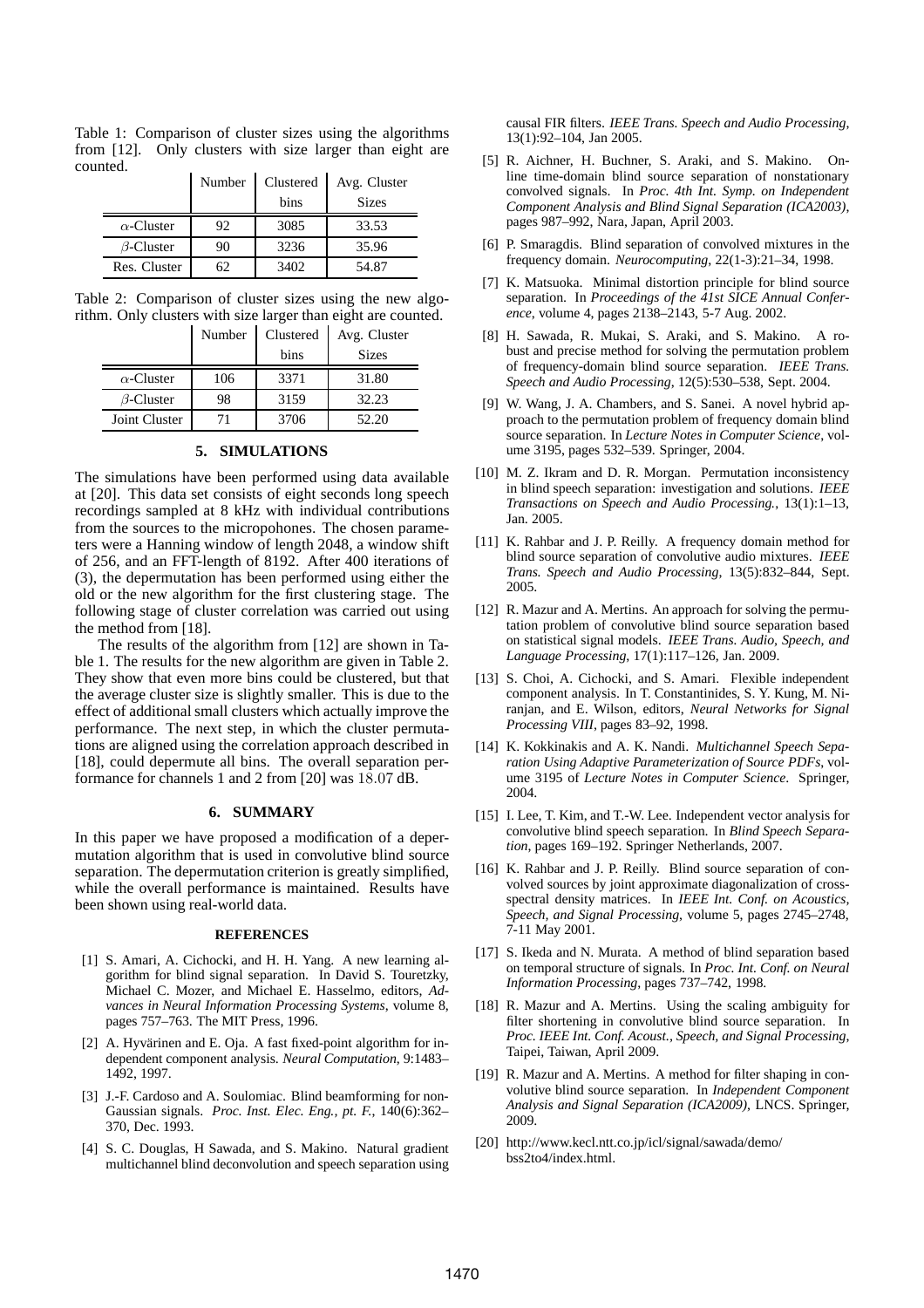Table 1: Comparison of cluster sizes using the algorithms from [12]. Only clusters with size larger than eight are counted.

| | Number | Clustered bins | Avg. Cluster Sizes |
|---|---|---|---|
| $\alpha$-Cluster | 92 | 3085 | 33.53 |
| $\beta$-Cluster | 90 | 3236 | 35.96 |
| Res. Cluster | 62 | 3402 | 54.87 |

Table 2: Comparison of cluster sizes using the new algorithm. Only clusters with size larger than eight are counted.

| | Number | Clustered bins | Avg. Cluster Sizes |
|---|---|---|---|
| $\alpha$-Cluster | 106 | 3371 | 31.80 |
| $\beta$-Cluster | 98 | 3159 | 32.23 |
| Joint Cluster | 71 | 3706 | 52.20 |

## 5. SIMULATIONS

The simulations have been performed using data available at [20]. This data set consists of eight seconds long speech recordings sampled at 8 kHz with individual contributions from the sources to the micropohones. The chosen parameters were a Hanning window of length 2048, a window shift of 256, and an FFT-length of 8192. After 400 iterations of (3), the depermutation has been performed using either the old or the new algorithm for the first clustering stage. The following stage of cluster correlation was carried out using the method from [18].

The results of the algorithm from [12] are shown in Table 1. The results for the new algorithm are given in Table 2. They show that even more bins could be clustered, but that the average cluster size is slightly smaller. This is due to the effect of additional small clusters which actually improve the performance. The next step, in which the cluster permutations are aligned using the correlation approach described in [18], could depermute all bins. The overall separation performance for channels 1 and 2 from [20] was $18.07$ dB.

## 6. SUMMARY

In this paper we have proposed a modification of a depermutation algorithm that is used in convolutive blind source separation. The depermutation criterion is greatly simplified, while the overall performance is maintained. Results have been shown using real-world data.

### REFERENCES

[1] S. Amari, A. Cichocki, and H. H. Yang. A new learning algorithm for blind signal separation. In David S. Touretzky, Michael C. Mozer, and Michael E. Hasselmo, editors, *Advances in Neural Information Processing Systems*, volume 8, pages 757–763. The MIT Press, 1996.

[2] A. Hyvärinen and E. Oja. A fast fixed-point algorithm for independent component analysis. *Neural Computation*, 9:1483–1492, 1997.

[3] J.-F. Cardoso and A. Soulomiac. Blind beamforming for non-Gaussian signals. *Proc. Inst. Elec. Eng., pt. F.*, 140(6):362–370, Dec. 1993.

[4] S. C. Douglas, H Sawada, and S. Makino. Natural gradient multichannel blind deconvolution and speech separation using causal FIR filters. *IEEE Trans. Speech and Audio Processing*, 13(1):92–104, Jan 2005.

[5] R. Aichner, H. Buchner, S. Araki, and S. Makino. On-line time-domain blind source separation of nonstationary convolved signals. In *Proc. 4th Int. Symp. on Independent Component Analysis and Blind Signal Separation (ICA2003)*, pages 987–992, Nara, Japan, April 2003.

[6] P. Smaragdis. Blind separation of convolved mixtures in the frequency domain. *Neurocomputing*, 22(1-3):21–34, 1998.

[7] K. Matsuoka. Minimal distortion principle for blind source separation. In *Proceedings of the 41st SICE Annual Conference*, volume 4, pages 2138–2143, 5-7 Aug. 2002.

[8] H. Sawada, R. Mukai, S. Araki, and S. Makino. A robust and precise method for solving the permutation problem of frequency-domain blind source separation. *IEEE Trans. Speech and Audio Processing*, 12(5):530–538, Sept. 2004.

[9] W. Wang, J. A. Chambers, and S. Sanei. A novel hybrid approach to the permutation problem of frequency domain blind source separation. In *Lecture Notes in Computer Science*, volume 3195, pages 532–539. Springer, 2004.

[10] M. Z. Ikram and D. R. Morgan. Permutation inconsistency in blind speech separation: investigation and solutions. *IEEE Transactions on Speech and Audio Processing.*, 13(1):1–13, Jan. 2005.

[11] K. Rahbar and J. P. Reilly. A frequency domain method for blind source separation of convolutive audio mixtures. *IEEE Trans. Speech and Audio Processing*, 13(5):832–844, Sept. 2005.

[12] R. Mazur and A. Mertins. An approach for solving the permutation problem of convolutive blind source separation based on statistical signal models. *IEEE Trans. Audio, Speech, and Language Processing*, 17(1):117–126, Jan. 2009.

[13] S. Choi, A. Cichocki, and S. Amari. Flexible independent component analysis. In T. Constantinides, S. Y. Kung, M. Niranjan, and E. Wilson, editors, *Neural Networks for Signal Processing VIII*, pages 83–92, 1998.

[14] K. Kokkinakis and A. K. Nandi. *Multichannel Speech Separation Using Adaptive Parameterization of Source PDFs*, volume 3195 of *Lecture Notes in Computer Science*. Springer, 2004.

[15] I. Lee, T. Kim, and T.-W. Lee. Independent vector analysis for convolutive blind speech separation. In *Blind Speech Separation*, pages 169–192. Springer Netherlands, 2007.

[16] K. Rahbar and J. P. Reilly. Blind source separation of convolved sources by joint approximate diagonalization of cross-spectral density matrices. In *IEEE Int. Conf. on Acoustics, Speech, and Signal Processing*, volume 5, pages 2745–2748, 7-11 May 2001.

[17] S. Ikeda and N. Murata. A method of blind separation based on temporal structure of signals. In *Proc. Int. Conf. on Neural Information Processing*, pages 737–742, 1998.

[18] R. Mazur and A. Mertins. Using the scaling ambiguity for filter shortening in convolutive blind source separation. In *Proc. IEEE Int. Conf. Acoust., Speech, and Signal Processing*, Taipei, Taiwan, April 2009.

[19] R. Mazur and A. Mertins. A method for filter shaping in convolutive blind source separation. In *Independent Component Analysis and Signal Separation (ICA2009)*, LNCS. Springer, 2009.

[20] http://www.kecl.ntt.co.jp/icl/signal/sawada/demo/bss2to4/index.html.